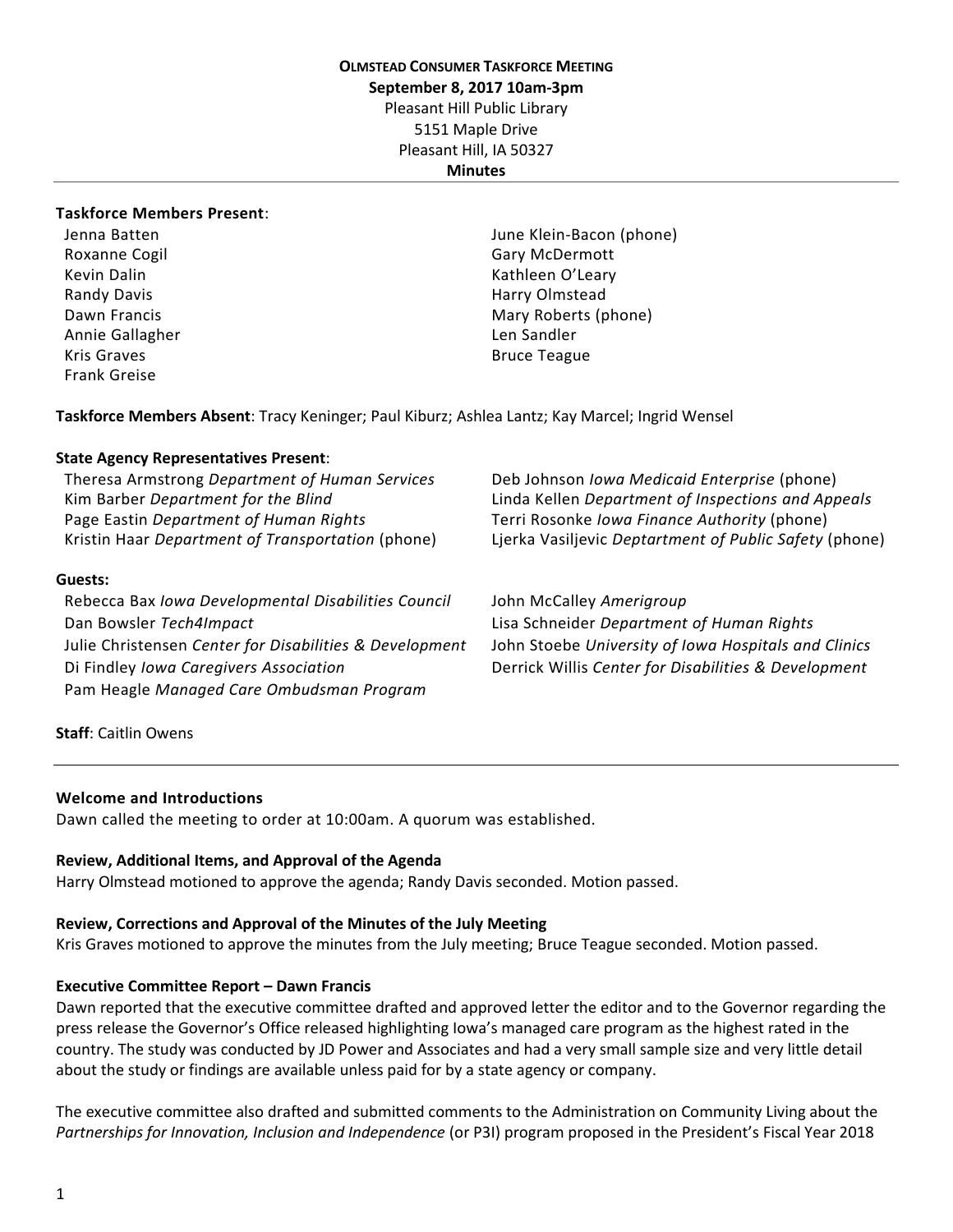**OLMSTEAD CONSUMER TASKFORCE MEETING**
**September 8, 2017 10am-3pm**
Pleasant Hill Public Library
5151 Maple Drive
Pleasant Hill, IA 50327
**Minutes**

---

**Taskforce Members Present**:

Jenna Batten
Roxanne Cogil
Kevin Dalin
Randy Davis
Dawn Francis
Annie Gallagher
Kris Graves
Frank Greise
June Klein-Bacon (phone)
Gary McDermott
Kathleen O'Leary
Harry Olmstead
Mary Roberts (phone)
Len Sandler
Bruce Teague

**Taskforce Members Absent**: Tracy Keninger; Paul Kiburz; Ashlea Lantz; Kay Marcel; Ingrid Wensel

**State Agency Representatives Present**:

Theresa Armstrong *Department of Human Services*
Kim Barber *Department for the Blind*
Page Eastin *Department of Human Rights*
Kristin Haar *Department of Transportation* (phone)
Deb Johnson *Iowa Medicaid Enterprise* (phone)
Linda Kellen *Department of Inspections and Appeals*
Terri Rosonke *Iowa Finance Authority* (phone)
Ljerka Vasiljevic *Deptartment of Public Safety* (phone)

**Guests:**

Rebecca Bax *Iowa Developmental Disabilities Council*
Dan Bowsler *Tech4Impact*
Julie Christensen *Center for Disabilities & Development*
Di Findley *Iowa Caregivers Association*
Pam Heagle *Managed Care Ombudsman Program*
John McCalley *Amerigroup*
Lisa Schneider *Department of Human Rights*
John Stoebe *University of Iowa Hospitals and Clinics*
Derrick Willis *Center for Disabilities & Development*

**Staff**: Caitlin Owens

---

**Welcome and Introductions**
Dawn called the meeting to order at 10:00am. A quorum was established.

**Review, Additional Items, and Approval of the Agenda**
Harry Olmstead motioned to approve the agenda; Randy Davis seconded. Motion passed.

**Review, Corrections and Approval of the Minutes of the July Meeting**
Kris Graves motioned to approve the minutes from the July meeting; Bruce Teague seconded. Motion passed.

**Executive Committee Report – Dawn Francis**
Dawn reported that the executive committee drafted and approved letter the editor and to the Governor regarding the press release the Governor's Office released highlighting Iowa's managed care program as the highest rated in the country. The study was conducted by JD Power and Associates and had a very small sample size and very little detail about the study or findings are available unless paid for by a state agency or company.

The executive committee also drafted and submitted comments to the Administration on Community Living about the *Partnerships for Innovation, Inclusion and Independence* (or P3I) program proposed in the President's Fiscal Year 2018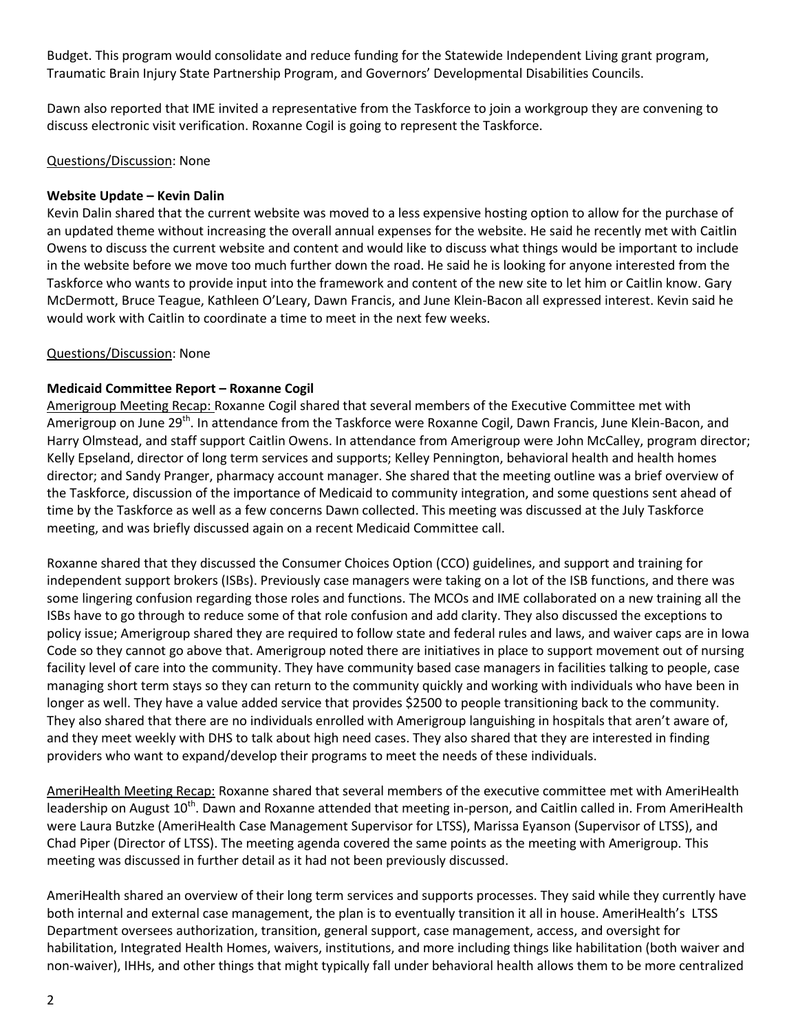Budget. This program would consolidate and reduce funding for the Statewide Independent Living grant program, Traumatic Brain Injury State Partnership Program, and Governors' Developmental Disabilities Councils.

Dawn also reported that IME invited a representative from the Taskforce to join a workgroup they are convening to discuss electronic visit verification. Roxanne Cogil is going to represent the Taskforce.

Questions/Discussion: None

**Website Update – Kevin Dalin**

Kevin Dalin shared that the current website was moved to a less expensive hosting option to allow for the purchase of an updated theme without increasing the overall annual expenses for the website. He said he recently met with Caitlin Owens to discuss the current website and content and would like to discuss what things would be important to include in the website before we move too much further down the road. He said he is looking for anyone interested from the Taskforce who wants to provide input into the framework and content of the new site to let him or Caitlin know. Gary McDermott, Bruce Teague, Kathleen O'Leary, Dawn Francis, and June Klein-Bacon all expressed interest. Kevin said he would work with Caitlin to coordinate a time to meet in the next few weeks.

Questions/Discussion: None

**Medicaid Committee Report – Roxanne Cogil**

Amerigroup Meeting Recap: Roxanne Cogil shared that several members of the Executive Committee met with Amerigroup on June 29th. In attendance from the Taskforce were Roxanne Cogil, Dawn Francis, June Klein-Bacon, and Harry Olmstead, and staff support Caitlin Owens. In attendance from Amerigroup were John McCalley, program director; Kelly Epseland, director of long term services and supports; Kelley Pennington, behavioral health and health homes director; and Sandy Pranger, pharmacy account manager. She shared that the meeting outline was a brief overview of the Taskforce, discussion of the importance of Medicaid to community integration, and some questions sent ahead of time by the Taskforce as well as a few concerns Dawn collected. This meeting was discussed at the July Taskforce meeting, and was briefly discussed again on a recent Medicaid Committee call.

Roxanne shared that they discussed the Consumer Choices Option (CCO) guidelines, and support and training for independent support brokers (ISBs). Previously case managers were taking on a lot of the ISB functions, and there was some lingering confusion regarding those roles and functions. The MCOs and IME collaborated on a new training all the ISBs have to go through to reduce some of that role confusion and add clarity. They also discussed the exceptions to policy issue; Amerigroup shared they are required to follow state and federal rules and laws, and waiver caps are in Iowa Code so they cannot go above that. Amerigroup noted there are initiatives in place to support movement out of nursing facility level of care into the community. They have community based case managers in facilities talking to people, case managing short term stays so they can return to the community quickly and working with individuals who have been in longer as well. They have a value added service that provides $2500 to people transitioning back to the community. They also shared that there are no individuals enrolled with Amerigroup languishing in hospitals that aren't aware of, and they meet weekly with DHS to talk about high need cases. They also shared that they are interested in finding providers who want to expand/develop their programs to meet the needs of these individuals.

AmeriHealth Meeting Recap: Roxanne shared that several members of the executive committee met with AmeriHealth leadership on August 10th. Dawn and Roxanne attended that meeting in-person, and Caitlin called in. From AmeriHealth were Laura Butzke (AmeriHealth Case Management Supervisor for LTSS), Marissa Eyanson (Supervisor of LTSS), and Chad Piper (Director of LTSS). The meeting agenda covered the same points as the meeting with Amerigroup. This meeting was discussed in further detail as it had not been previously discussed.

AmeriHealth shared an overview of their long term services and supports processes. They said while they currently have both internal and external case management, the plan is to eventually transition it all in house. AmeriHealth's LTSS Department oversees authorization, transition, general support, case management, access, and oversight for habilitation, Integrated Health Homes, waivers, institutions, and more including things like habilitation (both waiver and non-waiver), IHHs, and other things that might typically fall under behavioral health allows them to be more centralized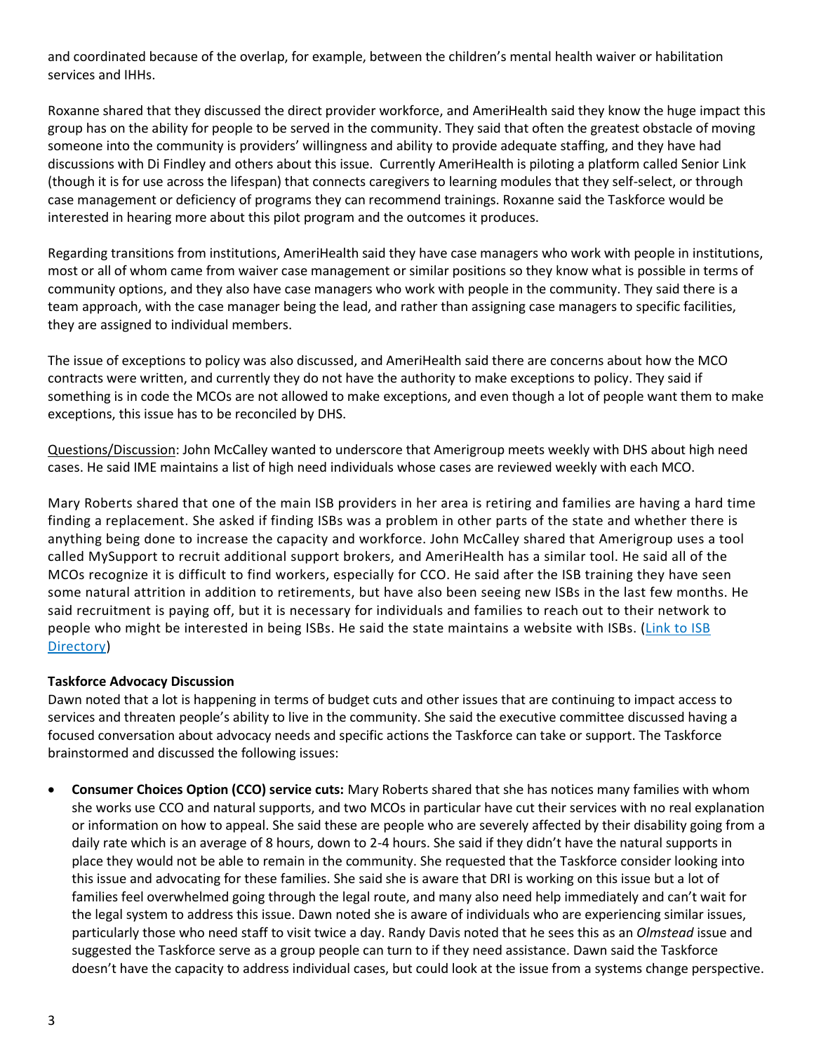and coordinated because of the overlap, for example, between the children's mental health waiver or habilitation services and IHHs.

Roxanne shared that they discussed the direct provider workforce, and AmeriHealth said they know the huge impact this group has on the ability for people to be served in the community. They said that often the greatest obstacle of moving someone into the community is providers' willingness and ability to provide adequate staffing, and they have had discussions with Di Findley and others about this issue. Currently AmeriHealth is piloting a platform called Senior Link (though it is for use across the lifespan) that connects caregivers to learning modules that they self-select, or through case management or deficiency of programs they can recommend trainings. Roxanne said the Taskforce would be interested in hearing more about this pilot program and the outcomes it produces.

Regarding transitions from institutions, AmeriHealth said they have case managers who work with people in institutions, most or all of whom came from waiver case management or similar positions so they know what is possible in terms of community options, and they also have case managers who work with people in the community. They said there is a team approach, with the case manager being the lead, and rather than assigning case managers to specific facilities, they are assigned to individual members.

The issue of exceptions to policy was also discussed, and AmeriHealth said there are concerns about how the MCO contracts were written, and currently they do not have the authority to make exceptions to policy. They said if something is in code the MCOs are not allowed to make exceptions, and even though a lot of people want them to make exceptions, this issue has to be reconciled by DHS.

Questions/Discussion: John McCalley wanted to underscore that Amerigroup meets weekly with DHS about high need cases. He said IME maintains a list of high need individuals whose cases are reviewed weekly with each MCO.

Mary Roberts shared that one of the main ISB providers in her area is retiring and families are having a hard time finding a replacement. She asked if finding ISBs was a problem in other parts of the state and whether there is anything being done to increase the capacity and workforce. John McCalley shared that Amerigroup uses a tool called MySupport to recruit additional support brokers, and AmeriHealth has a similar tool. He said all of the MCOs recognize it is difficult to find workers, especially for CCO. He said after the ISB training they have seen some natural attrition in addition to retirements, but have also been seeing new ISBs in the last few months. He said recruitment is paying off, but it is necessary for individuals and families to reach out to their network to people who might be interested in being ISBs. He said the state maintains a website with ISBs. (Link to ISB Directory)

**Taskforce Advocacy Discussion**

Dawn noted that a lot is happening in terms of budget cuts and other issues that are continuing to impact access to services and threaten people's ability to live in the community. She said the executive committee discussed having a focused conversation about advocacy needs and specific actions the Taskforce can take or support. The Taskforce brainstormed and discussed the following issues:

- **Consumer Choices Option (CCO) service cuts:** Mary Roberts shared that she has notices many families with whom she works use CCO and natural supports, and two MCOs in particular have cut their services with no real explanation or information on how to appeal. She said these are people who are severely affected by their disability going from a daily rate which is an average of 8 hours, down to 2-4 hours. She said if they didn't have the natural supports in place they would not be able to remain in the community. She requested that the Taskforce consider looking into this issue and advocating for these families. She said she is aware that DRI is working on this issue but a lot of families feel overwhelmed going through the legal route, and many also need help immediately and can't wait for the legal system to address this issue. Dawn noted she is aware of individuals who are experiencing similar issues, particularly those who need staff to visit twice a day. Randy Davis noted that he sees this as an *Olmstead* issue and suggested the Taskforce serve as a group people can turn to if they need assistance. Dawn said the Taskforce doesn't have the capacity to address individual cases, but could look at the issue from a systems change perspective.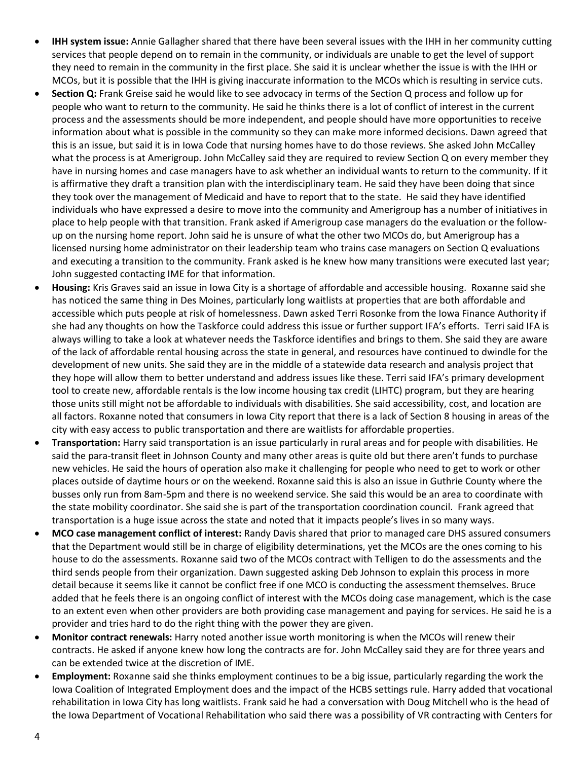- **IHH system issue:** Annie Gallagher shared that there have been several issues with the IHH in her community cutting services that people depend on to remain in the community, or individuals are unable to get the level of support they need to remain in the community in the first place. She said it is unclear whether the issue is with the IHH or MCOs, but it is possible that the IHH is giving inaccurate information to the MCOs which is resulting in service cuts.
- **Section Q:** Frank Greise said he would like to see advocacy in terms of the Section Q process and follow up for people who want to return to the community. He said he thinks there is a lot of conflict of interest in the current process and the assessments should be more independent, and people should have more opportunities to receive information about what is possible in the community so they can make more informed decisions. Dawn agreed that this is an issue, but said it is in Iowa Code that nursing homes have to do those reviews. She asked John McCalley what the process is at Amerigroup. John McCalley said they are required to review Section Q on every member they have in nursing homes and case managers have to ask whether an individual wants to return to the community. If it is affirmative they draft a transition plan with the interdisciplinary team. He said they have been doing that since they took over the management of Medicaid and have to report that to the state. He said they have identified individuals who have expressed a desire to move into the community and Amerigroup has a number of initiatives in place to help people with that transition. Frank asked if Amerigroup case managers do the evaluation or the follow-up on the nursing home report. John said he is unsure of what the other two MCOs do, but Amerigroup has a licensed nursing home administrator on their leadership team who trains case managers on Section Q evaluations and executing a transition to the community. Frank asked is he knew how many transitions were executed last year; John suggested contacting IME for that information.
- **Housing:** Kris Graves said an issue in Iowa City is a shortage of affordable and accessible housing. Roxanne said she has noticed the same thing in Des Moines, particularly long waitlists at properties that are both affordable and accessible which puts people at risk of homelessness. Dawn asked Terri Rosonke from the Iowa Finance Authority if she had any thoughts on how the Taskforce could address this issue or further support IFA's efforts. Terri said IFA is always willing to take a look at whatever needs the Taskforce identifies and brings to them. She said they are aware of the lack of affordable rental housing across the state in general, and resources have continued to dwindle for the development of new units. She said they are in the middle of a statewide data research and analysis project that they hope will allow them to better understand and address issues like these. Terri said IFA's primary development tool to create new, affordable rentals is the low income housing tax credit (LIHTC) program, but they are hearing those units still might not be affordable to individuals with disabilities. She said accessibility, cost, and location are all factors. Roxanne noted that consumers in Iowa City report that there is a lack of Section 8 housing in areas of the city with easy access to public transportation and there are waitlists for affordable properties.
- **Transportation:** Harry said transportation is an issue particularly in rural areas and for people with disabilities. He said the para-transit fleet in Johnson County and many other areas is quite old but there aren't funds to purchase new vehicles. He said the hours of operation also make it challenging for people who need to get to work or other places outside of daytime hours or on the weekend. Roxanne said this is also an issue in Guthrie County where the busses only run from 8am-5pm and there is no weekend service. She said this would be an area to coordinate with the state mobility coordinator. She said she is part of the transportation coordination council. Frank agreed that transportation is a huge issue across the state and noted that it impacts people's lives in so many ways.
- **MCO case management conflict of interest:** Randy Davis shared that prior to managed care DHS assured consumers that the Department would still be in charge of eligibility determinations, yet the MCOs are the ones coming to his house to do the assessments. Roxanne said two of the MCOs contract with Telligen to do the assessments and the third sends people from their organization. Dawn suggested asking Deb Johnson to explain this process in more detail because it seems like it cannot be conflict free if one MCO is conducting the assessment themselves. Bruce added that he feels there is an ongoing conflict of interest with the MCOs doing case management, which is the case to an extent even when other providers are both providing case management and paying for services. He said he is a provider and tries hard to do the right thing with the power they are given.
- **Monitor contract renewals:** Harry noted another issue worth monitoring is when the MCOs will renew their contracts. He asked if anyone knew how long the contracts are for. John McCalley said they are for three years and can be extended twice at the discretion of IME.
- **Employment:** Roxanne said she thinks employment continues to be a big issue, particularly regarding the work the Iowa Coalition of Integrated Employment does and the impact of the HCBS settings rule. Harry added that vocational rehabilitation in Iowa City has long waitlists. Frank said he had a conversation with Doug Mitchell who is the head of the Iowa Department of Vocational Rehabilitation who said there was a possibility of VR contracting with Centers for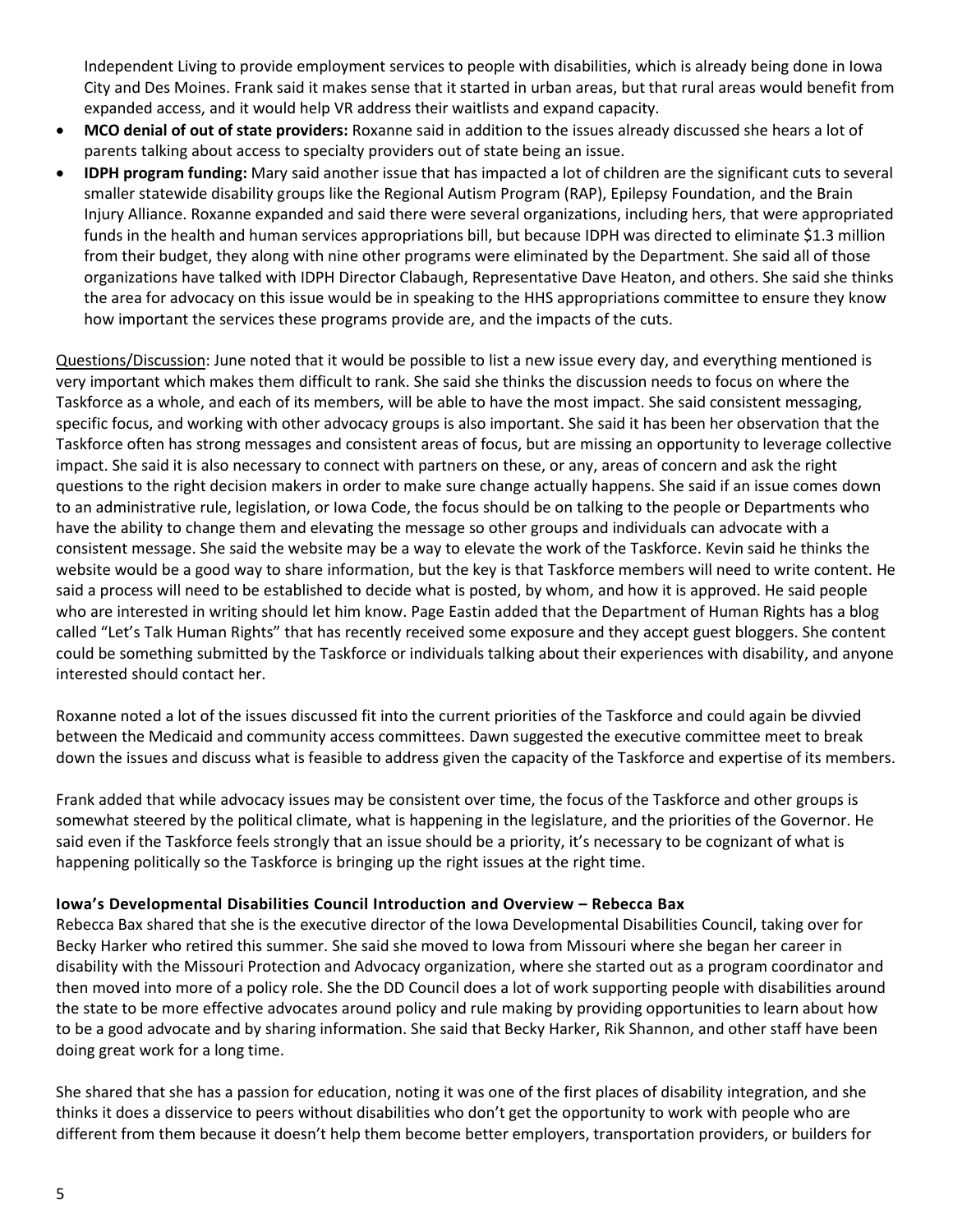Independent Living to provide employment services to people with disabilities, which is already being done in Iowa City and Des Moines. Frank said it makes sense that it started in urban areas, but that rural areas would benefit from expanded access, and it would help VR address their waitlists and expand capacity.

- **MCO denial of out of state providers:** Roxanne said in addition to the issues already discussed she hears a lot of parents talking about access to specialty providers out of state being an issue.
- **IDPH program funding:** Mary said another issue that has impacted a lot of children are the significant cuts to several smaller statewide disability groups like the Regional Autism Program (RAP), Epilepsy Foundation, and the Brain Injury Alliance. Roxanne expanded and said there were several organizations, including hers, that were appropriated funds in the health and human services appropriations bill, but because IDPH was directed to eliminate $1.3 million from their budget, they along with nine other programs were eliminated by the Department. She said all of those organizations have talked with IDPH Director Clabaugh, Representative Dave Heaton, and others. She said she thinks the area for advocacy on this issue would be in speaking to the HHS appropriations committee to ensure they know how important the services these programs provide are, and the impacts of the cuts.

Questions/Discussion: June noted that it would be possible to list a new issue every day, and everything mentioned is very important which makes them difficult to rank. She said she thinks the discussion needs to focus on where the Taskforce as a whole, and each of its members, will be able to have the most impact. She said consistent messaging, specific focus, and working with other advocacy groups is also important. She said it has been her observation that the Taskforce often has strong messages and consistent areas of focus, but are missing an opportunity to leverage collective impact. She said it is also necessary to connect with partners on these, or any, areas of concern and ask the right questions to the right decision makers in order to make sure change actually happens. She said if an issue comes down to an administrative rule, legislation, or Iowa Code, the focus should be on talking to the people or Departments who have the ability to change them and elevating the message so other groups and individuals can advocate with a consistent message. She said the website may be a way to elevate the work of the Taskforce. Kevin said he thinks the website would be a good way to share information, but the key is that Taskforce members will need to write content. He said a process will need to be established to decide what is posted, by whom, and how it is approved. He said people who are interested in writing should let him know. Page Eastin added that the Department of Human Rights has a blog called "Let's Talk Human Rights" that has recently received some exposure and they accept guest bloggers. She content could be something submitted by the Taskforce or individuals talking about their experiences with disability, and anyone interested should contact her.

Roxanne noted a lot of the issues discussed fit into the current priorities of the Taskforce and could again be divvied between the Medicaid and community access committees. Dawn suggested the executive committee meet to break down the issues and discuss what is feasible to address given the capacity of the Taskforce and expertise of its members.

Frank added that while advocacy issues may be consistent over time, the focus of the Taskforce and other groups is somewhat steered by the political climate, what is happening in the legislature, and the priorities of the Governor. He said even if the Taskforce feels strongly that an issue should be a priority, it's necessary to be cognizant of what is happening politically so the Taskforce is bringing up the right issues at the right time.

**Iowa's Developmental Disabilities Council Introduction and Overview – Rebecca Bax**

Rebecca Bax shared that she is the executive director of the Iowa Developmental Disabilities Council, taking over for Becky Harker who retired this summer. She said she moved to Iowa from Missouri where she began her career in disability with the Missouri Protection and Advocacy organization, where she started out as a program coordinator and then moved into more of a policy role. She the DD Council does a lot of work supporting people with disabilities around the state to be more effective advocates around policy and rule making by providing opportunities to learn about how to be a good advocate and by sharing information. She said that Becky Harker, Rik Shannon, and other staff have been doing great work for a long time.

She shared that she has a passion for education, noting it was one of the first places of disability integration, and she thinks it does a disservice to peers without disabilities who don't get the opportunity to work with people who are different from them because it doesn't help them become better employers, transportation providers, or builders for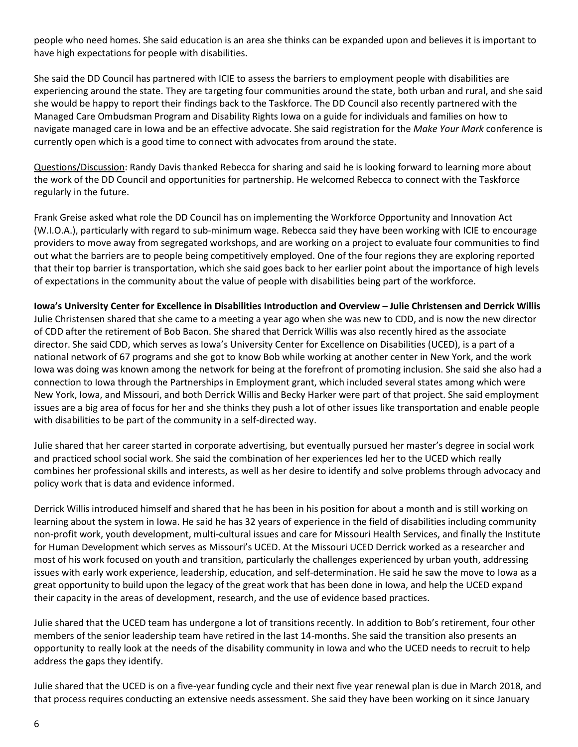people who need homes. She said education is an area she thinks can be expanded upon and believes it is important to have high expectations for people with disabilities.

She said the DD Council has partnered with ICIE to assess the barriers to employment people with disabilities are experiencing around the state. They are targeting four communities around the state, both urban and rural, and she said she would be happy to report their findings back to the Taskforce. The DD Council also recently partnered with the Managed Care Ombudsman Program and Disability Rights Iowa on a guide for individuals and families on how to navigate managed care in Iowa and be an effective advocate. She said registration for the *Make Your Mark* conference is currently open which is a good time to connect with advocates from around the state.

Questions/Discussion: Randy Davis thanked Rebecca for sharing and said he is looking forward to learning more about the work of the DD Council and opportunities for partnership. He welcomed Rebecca to connect with the Taskforce regularly in the future.

Frank Greise asked what role the DD Council has on implementing the Workforce Opportunity and Innovation Act (W.I.O.A.), particularly with regard to sub-minimum wage. Rebecca said they have been working with ICIE to encourage providers to move away from segregated workshops, and are working on a project to evaluate four communities to find out what the barriers are to people being competitively employed. One of the four regions they are exploring reported that their top barrier is transportation, which she said goes back to her earlier point about the importance of high levels of expectations in the community about the value of people with disabilities being part of the workforce.

**Iowa's University Center for Excellence in Disabilities Introduction and Overview – Julie Christensen and Derrick Willis**

Julie Christensen shared that she came to a meeting a year ago when she was new to CDD, and is now the new director of CDD after the retirement of Bob Bacon. She shared that Derrick Willis was also recently hired as the associate director. She said CDD, which serves as Iowa's University Center for Excellence on Disabilities (UCED), is a part of a national network of 67 programs and she got to know Bob while working at another center in New York, and the work Iowa was doing was known among the network for being at the forefront of promoting inclusion. She said she also had a connection to Iowa through the Partnerships in Employment grant, which included several states among which were New York, Iowa, and Missouri, and both Derrick Willis and Becky Harker were part of that project. She said employment issues are a big area of focus for her and she thinks they push a lot of other issues like transportation and enable people with disabilities to be part of the community in a self-directed way.

Julie shared that her career started in corporate advertising, but eventually pursued her master's degree in social work and practiced school social work. She said the combination of her experiences led her to the UCED which really combines her professional skills and interests, as well as her desire to identify and solve problems through advocacy and policy work that is data and evidence informed.

Derrick Willis introduced himself and shared that he has been in his position for about a month and is still working on learning about the system in Iowa. He said he has 32 years of experience in the field of disabilities including community non-profit work, youth development, multi-cultural issues and care for Missouri Health Services, and finally the Institute for Human Development which serves as Missouri's UCED. At the Missouri UCED Derrick worked as a researcher and most of his work focused on youth and transition, particularly the challenges experienced by urban youth, addressing issues with early work experience, leadership, education, and self-determination. He said he saw the move to Iowa as a great opportunity to build upon the legacy of the great work that has been done in Iowa, and help the UCED expand their capacity in the areas of development, research, and the use of evidence based practices.

Julie shared that the UCED team has undergone a lot of transitions recently. In addition to Bob's retirement, four other members of the senior leadership team have retired in the last 14-months. She said the transition also presents an opportunity to really look at the needs of the disability community in Iowa and who the UCED needs to recruit to help address the gaps they identify.

Julie shared that the UCED is on a five-year funding cycle and their next five year renewal plan is due in March 2018, and that process requires conducting an extensive needs assessment. She said they have been working on it since January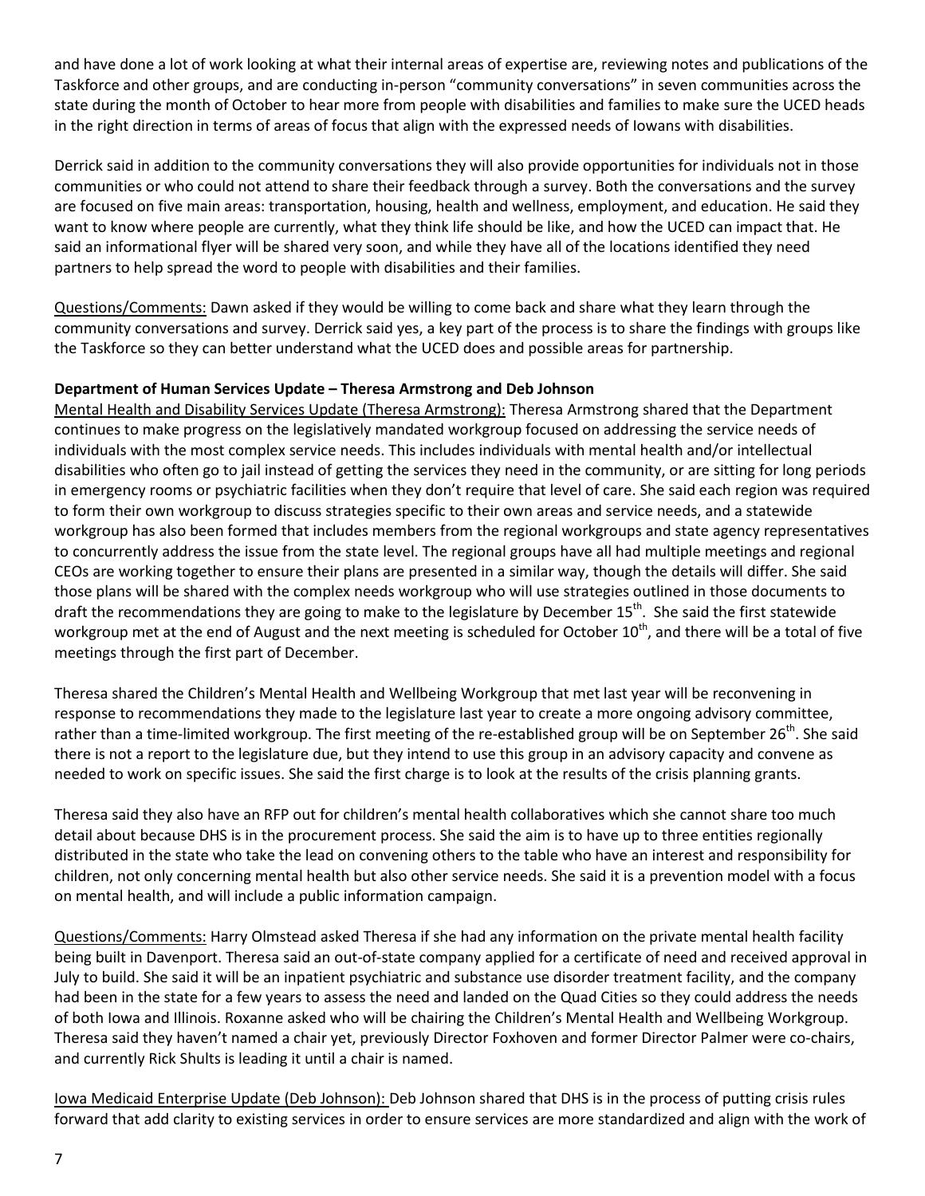and have done a lot of work looking at what their internal areas of expertise are, reviewing notes and publications of the Taskforce and other groups, and are conducting in-person "community conversations" in seven communities across the state during the month of October to hear more from people with disabilities and families to make sure the UCED heads in the right direction in terms of areas of focus that align with the expressed needs of Iowans with disabilities.

Derrick said in addition to the community conversations they will also provide opportunities for individuals not in those communities or who could not attend to share their feedback through a survey. Both the conversations and the survey are focused on five main areas: transportation, housing, health and wellness, employment, and education. He said they want to know where people are currently, what they think life should be like, and how the UCED can impact that. He said an informational flyer will be shared very soon, and while they have all of the locations identified they need partners to help spread the word to people with disabilities and their families.

Questions/Comments: Dawn asked if they would be willing to come back and share what they learn through the community conversations and survey. Derrick said yes, a key part of the process is to share the findings with groups like the Taskforce so they can better understand what the UCED does and possible areas for partnership.

**Department of Human Services Update – Theresa Armstrong and Deb Johnson**

Mental Health and Disability Services Update (Theresa Armstrong): Theresa Armstrong shared that the Department continues to make progress on the legislatively mandated workgroup focused on addressing the service needs of individuals with the most complex service needs. This includes individuals with mental health and/or intellectual disabilities who often go to jail instead of getting the services they need in the community, or are sitting for long periods in emergency rooms or psychiatric facilities when they don't require that level of care. She said each region was required to form their own workgroup to discuss strategies specific to their own areas and service needs, and a statewide workgroup has also been formed that includes members from the regional workgroups and state agency representatives to concurrently address the issue from the state level. The regional groups have all had multiple meetings and regional CEOs are working together to ensure their plans are presented in a similar way, though the details will differ. She said those plans will be shared with the complex needs workgroup who will use strategies outlined in those documents to draft the recommendations they are going to make to the legislature by December 15th. She said the first statewide workgroup met at the end of August and the next meeting is scheduled for October 10th, and there will be a total of five meetings through the first part of December.

Theresa shared the Children's Mental Health and Wellbeing Workgroup that met last year will be reconvening in response to recommendations they made to the legislature last year to create a more ongoing advisory committee, rather than a time-limited workgroup. The first meeting of the re-established group will be on September 26th. She said there is not a report to the legislature due, but they intend to use this group in an advisory capacity and convene as needed to work on specific issues. She said the first charge is to look at the results of the crisis planning grants.

Theresa said they also have an RFP out for children's mental health collaboratives which she cannot share too much detail about because DHS is in the procurement process. She said the aim is to have up to three entities regionally distributed in the state who take the lead on convening others to the table who have an interest and responsibility for children, not only concerning mental health but also other service needs. She said it is a prevention model with a focus on mental health, and will include a public information campaign.

Questions/Comments: Harry Olmstead asked Theresa if she had any information on the private mental health facility being built in Davenport. Theresa said an out-of-state company applied for a certificate of need and received approval in July to build. She said it will be an inpatient psychiatric and substance use disorder treatment facility, and the company had been in the state for a few years to assess the need and landed on the Quad Cities so they could address the needs of both Iowa and Illinois. Roxanne asked who will be chairing the Children's Mental Health and Wellbeing Workgroup. Theresa said they haven't named a chair yet, previously Director Foxhoven and former Director Palmer were co-chairs, and currently Rick Shults is leading it until a chair is named.

Iowa Medicaid Enterprise Update (Deb Johnson): Deb Johnson shared that DHS is in the process of putting crisis rules forward that add clarity to existing services in order to ensure services are more standardized and align with the work of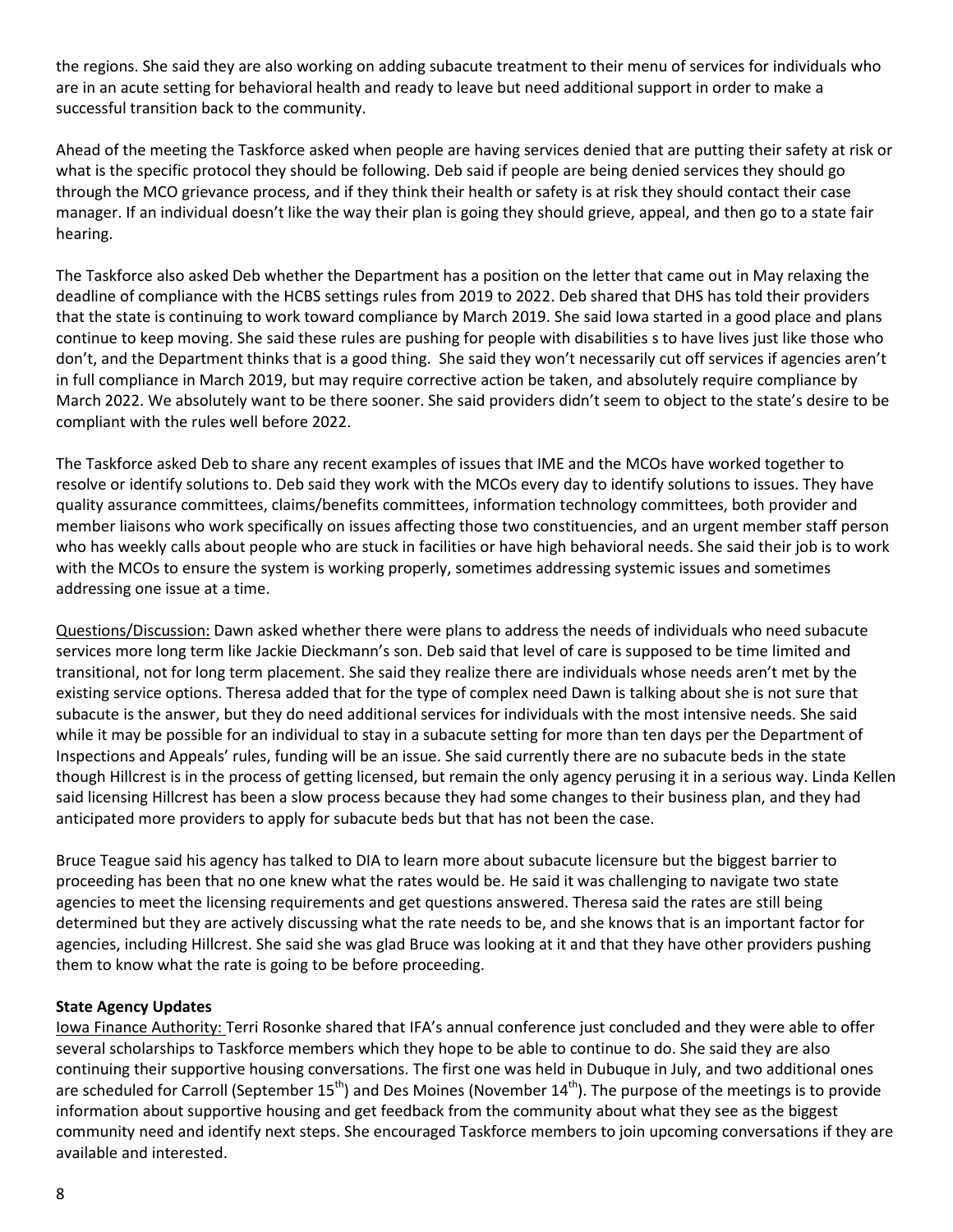the regions. She said they are also working on adding subacute treatment to their menu of services for individuals who are in an acute setting for behavioral health and ready to leave but need additional support in order to make a successful transition back to the community.

Ahead of the meeting the Taskforce asked when people are having services denied that are putting their safety at risk or what is the specific protocol they should be following. Deb said if people are being denied services they should go through the MCO grievance process, and if they think their health or safety is at risk they should contact their case manager. If an individual doesn't like the way their plan is going they should grieve, appeal, and then go to a state fair hearing.

The Taskforce also asked Deb whether the Department has a position on the letter that came out in May relaxing the deadline of compliance with the HCBS settings rules from 2019 to 2022. Deb shared that DHS has told their providers that the state is continuing to work toward compliance by March 2019. She said Iowa started in a good place and plans continue to keep moving. She said these rules are pushing for people with disabilities s to have lives just like those who don't, and the Department thinks that is a good thing. She said they won't necessarily cut off services if agencies aren't in full compliance in March 2019, but may require corrective action be taken, and absolutely require compliance by March 2022. We absolutely want to be there sooner. She said providers didn't seem to object to the state's desire to be compliant with the rules well before 2022.

The Taskforce asked Deb to share any recent examples of issues that IME and the MCOs have worked together to resolve or identify solutions to. Deb said they work with the MCOs every day to identify solutions to issues. They have quality assurance committees, claims/benefits committees, information technology committees, both provider and member liaisons who work specifically on issues affecting those two constituencies, and an urgent member staff person who has weekly calls about people who are stuck in facilities or have high behavioral needs. She said their job is to work with the MCOs to ensure the system is working properly, sometimes addressing systemic issues and sometimes addressing one issue at a time.

Questions/Discussion: Dawn asked whether there were plans to address the needs of individuals who need subacute services more long term like Jackie Dieckmann's son. Deb said that level of care is supposed to be time limited and transitional, not for long term placement. She said they realize there are individuals whose needs aren't met by the existing service options. Theresa added that for the type of complex need Dawn is talking about she is not sure that subacute is the answer, but they do need additional services for individuals with the most intensive needs. She said while it may be possible for an individual to stay in a subacute setting for more than ten days per the Department of Inspections and Appeals' rules, funding will be an issue. She said currently there are no subacute beds in the state though Hillcrest is in the process of getting licensed, but remain the only agency perusing it in a serious way. Linda Kellen said licensing Hillcrest has been a slow process because they had some changes to their business plan, and they had anticipated more providers to apply for subacute beds but that has not been the case.

Bruce Teague said his agency has talked to DIA to learn more about subacute licensure but the biggest barrier to proceeding has been that no one knew what the rates would be. He said it was challenging to navigate two state agencies to meet the licensing requirements and get questions answered. Theresa said the rates are still being determined but they are actively discussing what the rate needs to be, and she knows that is an important factor for agencies, including Hillcrest. She said she was glad Bruce was looking at it and that they have other providers pushing them to know what the rate is going to be before proceeding.

**State Agency Updates**

Iowa Finance Authority: Terri Rosonke shared that IFA's annual conference just concluded and they were able to offer several scholarships to Taskforce members which they hope to be able to continue to do. She said they are also continuing their supportive housing conversations. The first one was held in Dubuque in July, and two additional ones are scheduled for Carroll (September 15th) and Des Moines (November 14th). The purpose of the meetings is to provide information about supportive housing and get feedback from the community about what they see as the biggest community need and identify next steps. She encouraged Taskforce members to join upcoming conversations if they are available and interested.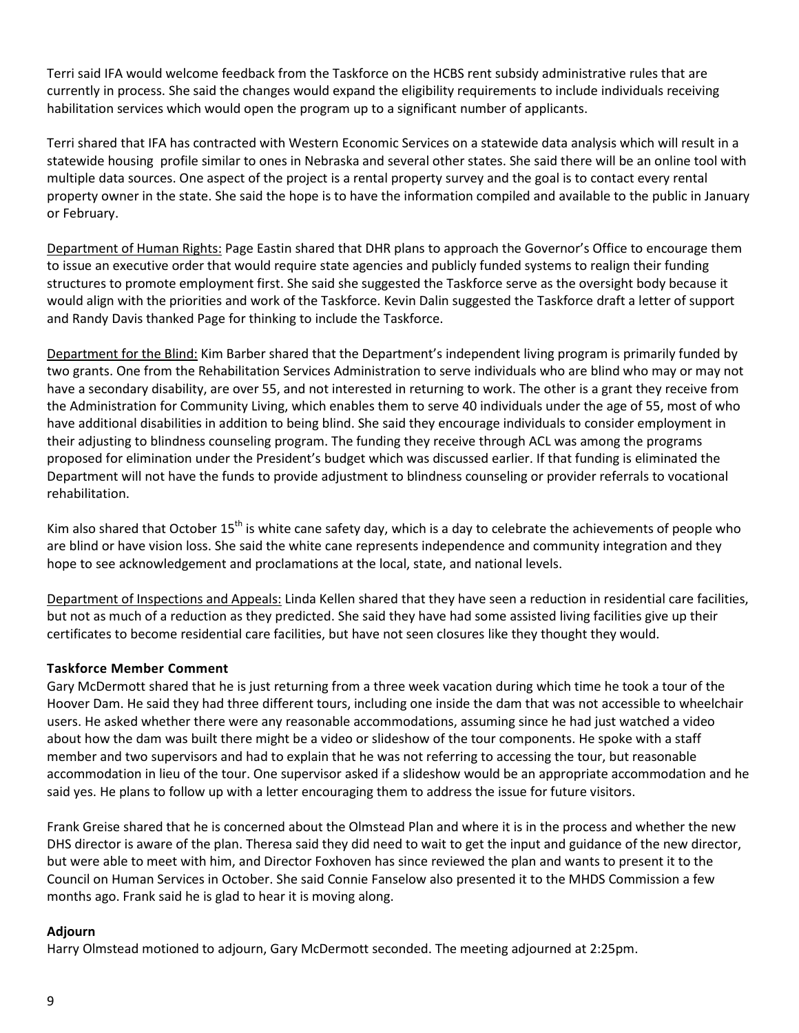Terri said IFA would welcome feedback from the Taskforce on the HCBS rent subsidy administrative rules that are currently in process. She said the changes would expand the eligibility requirements to include individuals receiving habilitation services which would open the program up to a significant number of applicants.

Terri shared that IFA has contracted with Western Economic Services on a statewide data analysis which will result in a statewide housing profile similar to ones in Nebraska and several other states. She said there will be an online tool with multiple data sources. One aspect of the project is a rental property survey and the goal is to contact every rental property owner in the state. She said the hope is to have the information compiled and available to the public in January or February.

Department of Human Rights: Page Eastin shared that DHR plans to approach the Governor's Office to encourage them to issue an executive order that would require state agencies and publicly funded systems to realign their funding structures to promote employment first. She said she suggested the Taskforce serve as the oversight body because it would align with the priorities and work of the Taskforce. Kevin Dalin suggested the Taskforce draft a letter of support and Randy Davis thanked Page for thinking to include the Taskforce.

Department for the Blind: Kim Barber shared that the Department's independent living program is primarily funded by two grants. One from the Rehabilitation Services Administration to serve individuals who are blind who may or may not have a secondary disability, are over 55, and not interested in returning to work. The other is a grant they receive from the Administration for Community Living, which enables them to serve 40 individuals under the age of 55, most of who have additional disabilities in addition to being blind. She said they encourage individuals to consider employment in their adjusting to blindness counseling program. The funding they receive through ACL was among the programs proposed for elimination under the President's budget which was discussed earlier. If that funding is eliminated the Department will not have the funds to provide adjustment to blindness counseling or provider referrals to vocational rehabilitation.

Kim also shared that October 15th is white cane safety day, which is a day to celebrate the achievements of people who are blind or have vision loss. She said the white cane represents independence and community integration and they hope to see acknowledgement and proclamations at the local, state, and national levels.

Department of Inspections and Appeals: Linda Kellen shared that they have seen a reduction in residential care facilities, but not as much of a reduction as they predicted. She said they have had some assisted living facilities give up their certificates to become residential care facilities, but have not seen closures like they thought they would.

**Taskforce Member Comment**

Gary McDermott shared that he is just returning from a three week vacation during which time he took a tour of the Hoover Dam. He said they had three different tours, including one inside the dam that was not accessible to wheelchair users. He asked whether there were any reasonable accommodations, assuming since he had just watched a video about how the dam was built there might be a video or slideshow of the tour components. He spoke with a staff member and two supervisors and had to explain that he was not referring to accessing the tour, but reasonable accommodation in lieu of the tour. One supervisor asked if a slideshow would be an appropriate accommodation and he said yes. He plans to follow up with a letter encouraging them to address the issue for future visitors.

Frank Greise shared that he is concerned about the Olmstead Plan and where it is in the process and whether the new DHS director is aware of the plan. Theresa said they did need to wait to get the input and guidance of the new director, but were able to meet with him, and Director Foxhoven has since reviewed the plan and wants to present it to the Council on Human Services in October. She said Connie Fanselow also presented it to the MHDS Commission a few months ago. Frank said he is glad to hear it is moving along.

**Adjourn**

Harry Olmstead motioned to adjourn, Gary McDermott seconded. The meeting adjourned at 2:25pm.